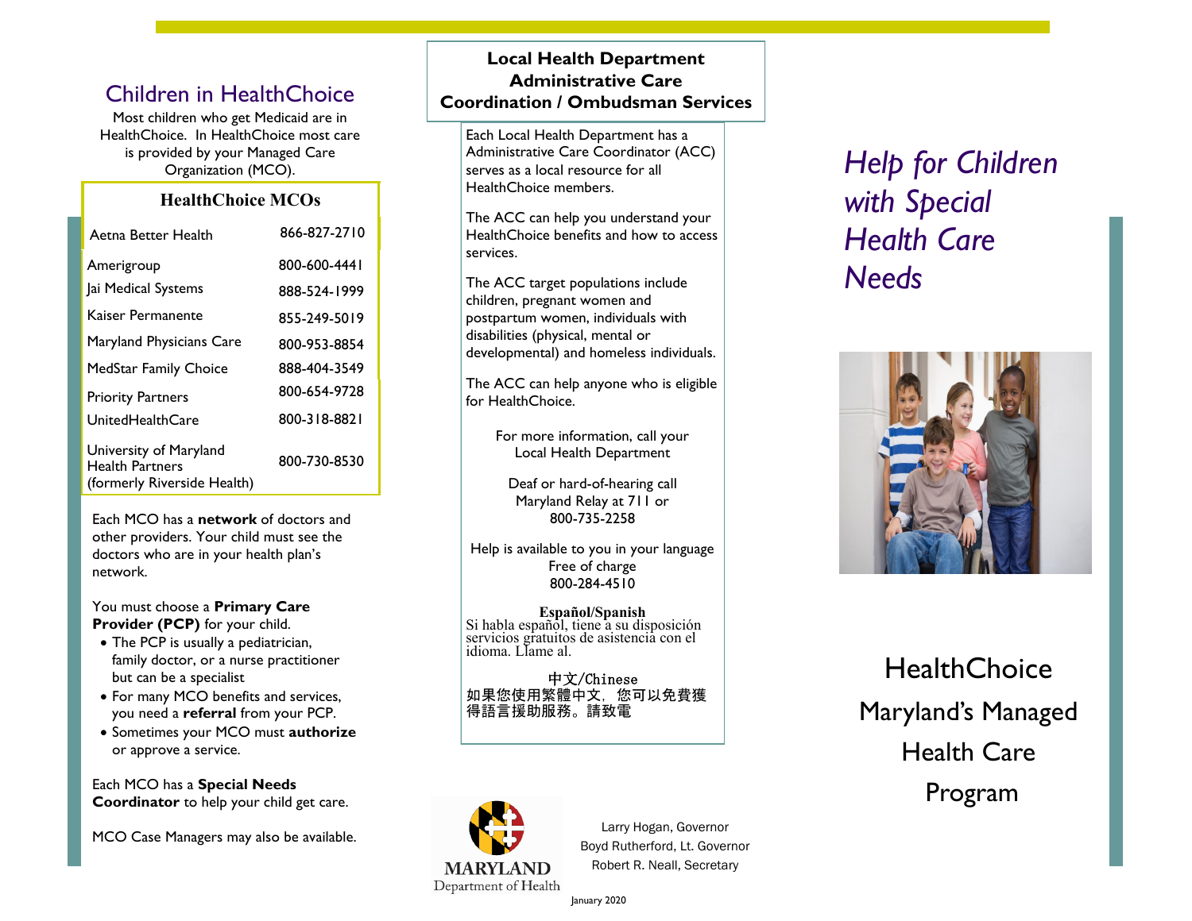## Children in HealthChoice

Most children who get Medicaid are in HealthChoice. In HealthChoice most care is provided by your Managed Care Organization (MCO).

| HealthChoice MCOs | |
|---|---|
| Aetna Better Health | 866-827-2710 |
| Amerigroup | 800-600-4441 |
| Jai Medical Systems | 888-524-1999 |
| Kaiser Permanente | 855-249-5019 |
| Maryland Physicians Care | 800-953-8854 |
| MedStar Family Choice | 888-404-3549 |
| Priority Partners | 800-654-9728 |
| UnitedHealthCare | 800-318-8821 |
| University of Maryland Health Partners (formerly Riverside Health) | 800-730-8530 |

Each MCO has a **network** of doctors and other providers. Your child must see the doctors who are in your health plan's network.

You must choose a **Primary Care Provider (PCP)** for your child.

- The PCP is usually a pediatrician, family doctor, or a nurse practitioner but can be a specialist
- For many MCO benefits and services, you need a **referral** from your PCP.
- Sometimes your MCO must **authorize** or approve a service.

Each MCO has a **Special Needs Coordinator** to help your child get care.

MCO Case Managers may also be available.

## Local Health Department Administrative Care Coordination / Ombudsman Services

Each Local Health Department has a Administrative Care Coordinator (ACC) serves as a local resource for all HealthChoice members.

The ACC can help you understand your HealthChoice benefits and how to access services.

The ACC target populations include children, pregnant women and postpartum women, individuals with disabilities (physical, mental or developmental) and homeless individuals.

The ACC can help anyone who is eligible for HealthChoice.

For more information, call your Local Health Department

Deaf or hard-of-hearing call Maryland Relay at 711 or 800-735-2258

Help is available to you in your language Free of charge 800-284-4510

**Español/Spanish**
Si habla español, tiene a su disposición servicios gratuitos de asistencia con el idioma. Llame al.

中文/Chinese
如果您使用繁體中文，您可以免費獲得語言援助服務。請致電

MARYLAND Department of Health

Larry Hogan, Governor
Boyd Rutherford, Lt. Governor
Robert R. Neall, Secretary

January 2020

# *Help for Children with Special Health Care Needs*

## HealthChoice
## Maryland's Managed Health Care Program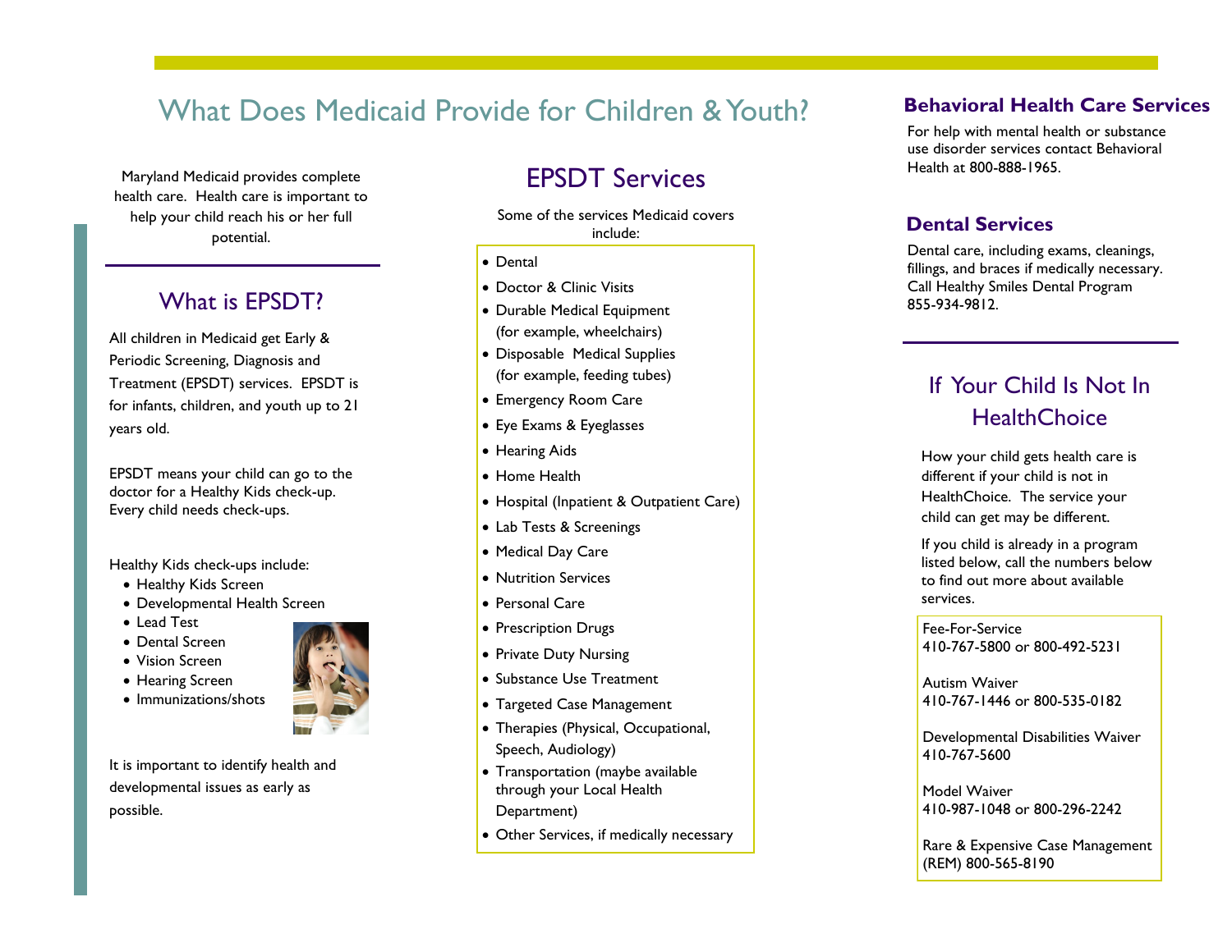# What Does Medicaid Provide for Children & Youth?

Maryland Medicaid provides complete health care. Health care is important to help your child reach his or her full potential.

## What is EPSDT?

All children in Medicaid get Early & Periodic Screening, Diagnosis and Treatment (EPSDT) services. EPSDT is for infants, children, and youth up to 21 years old.

EPSDT means your child can go to the doctor for a Healthy Kids check-up. Every child needs check-ups.

Healthy Kids check-ups include:

- Healthy Kids Screen
- Developmental Health Screen
- Lead Test
- Dental Screen
- Vision Screen
- Hearing Screen
- Immunizations/shots

It is important to identify health and developmental issues as early as possible.

## EPSDT Services

Some of the services Medicaid covers include:

- Dental
- Doctor & Clinic Visits
- Durable Medical Equipment (for example, wheelchairs)
- Disposable Medical Supplies (for example, feeding tubes)
- Emergency Room Care
- Eye Exams & Eyeglasses
- Hearing Aids
- Home Health
- Hospital (Inpatient & Outpatient Care)
- Lab Tests & Screenings
- Medical Day Care
- Nutrition Services
- Personal Care
- Prescription Drugs
- Private Duty Nursing
- Substance Use Treatment
- Targeted Case Management
- Therapies (Physical, Occupational, Speech, Audiology)
- Transportation (maybe available through your Local Health Department)
- Other Services, if medically necessary

### Behavioral Health Care Services

For help with mental health or substance use disorder services contact Behavioral Health at 800-888-1965.

### Dental Services

Dental care, including exams, cleanings, fillings, and braces if medically necessary. Call Healthy Smiles Dental Program 855-934-9812.

## If Your Child Is Not In HealthChoice

How your child gets health care is different if your child is not in HealthChoice. The service your child can get may be different.

If you child is already in a program listed below, call the numbers below to find out more about available services.

Fee-For-Service
410-767-5800 or 800-492-5231

Autism Waiver
410-767-1446 or 800-535-0182

Developmental Disabilities Waiver
410-767-5600

Model Waiver
410-987-1048 or 800-296-2242

Rare & Expensive Case Management (REM) 800-565-8190